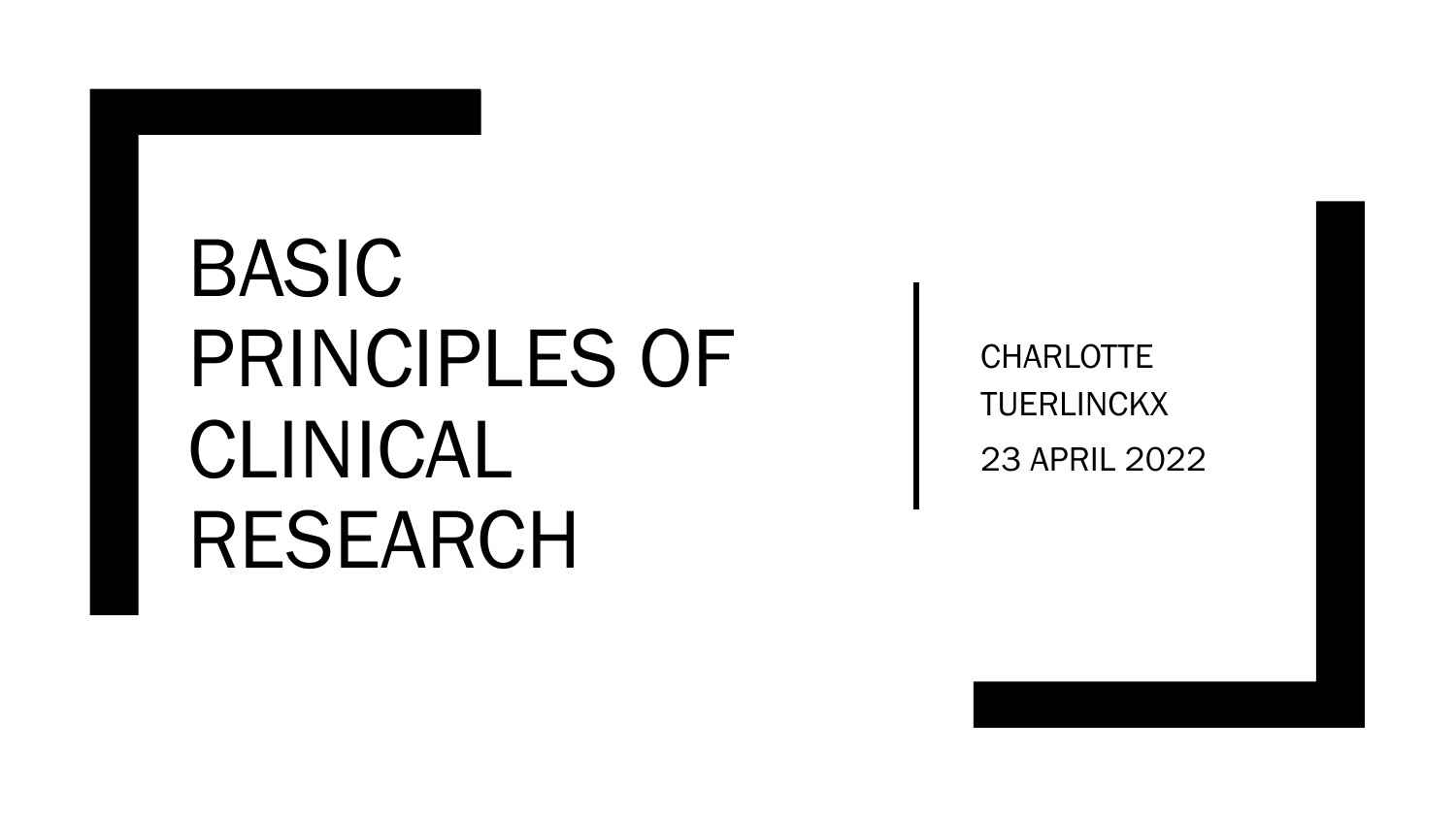# BASIC PRINCIPLES OF CLINICAL RESEARCH

CHARLOTTE TUERLINCKX

23 APRIL 2022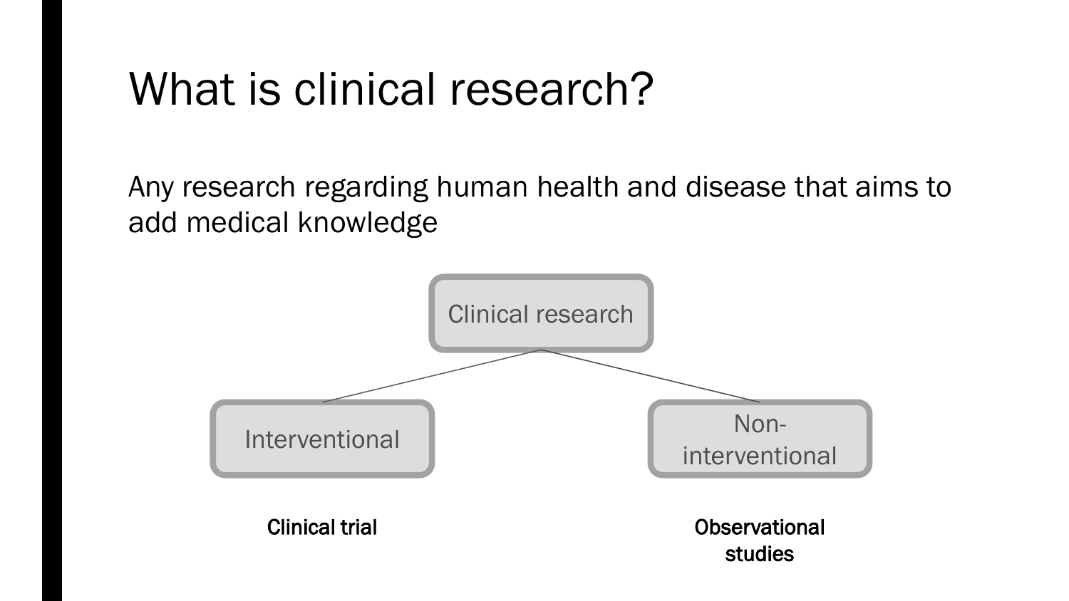# What is clinical research?

Any research regarding human health and disease that aims to add medical knowledge

Clinical research

- Interventional
  - **Clinical trial**
- Non-interventional
  - **Observational studies**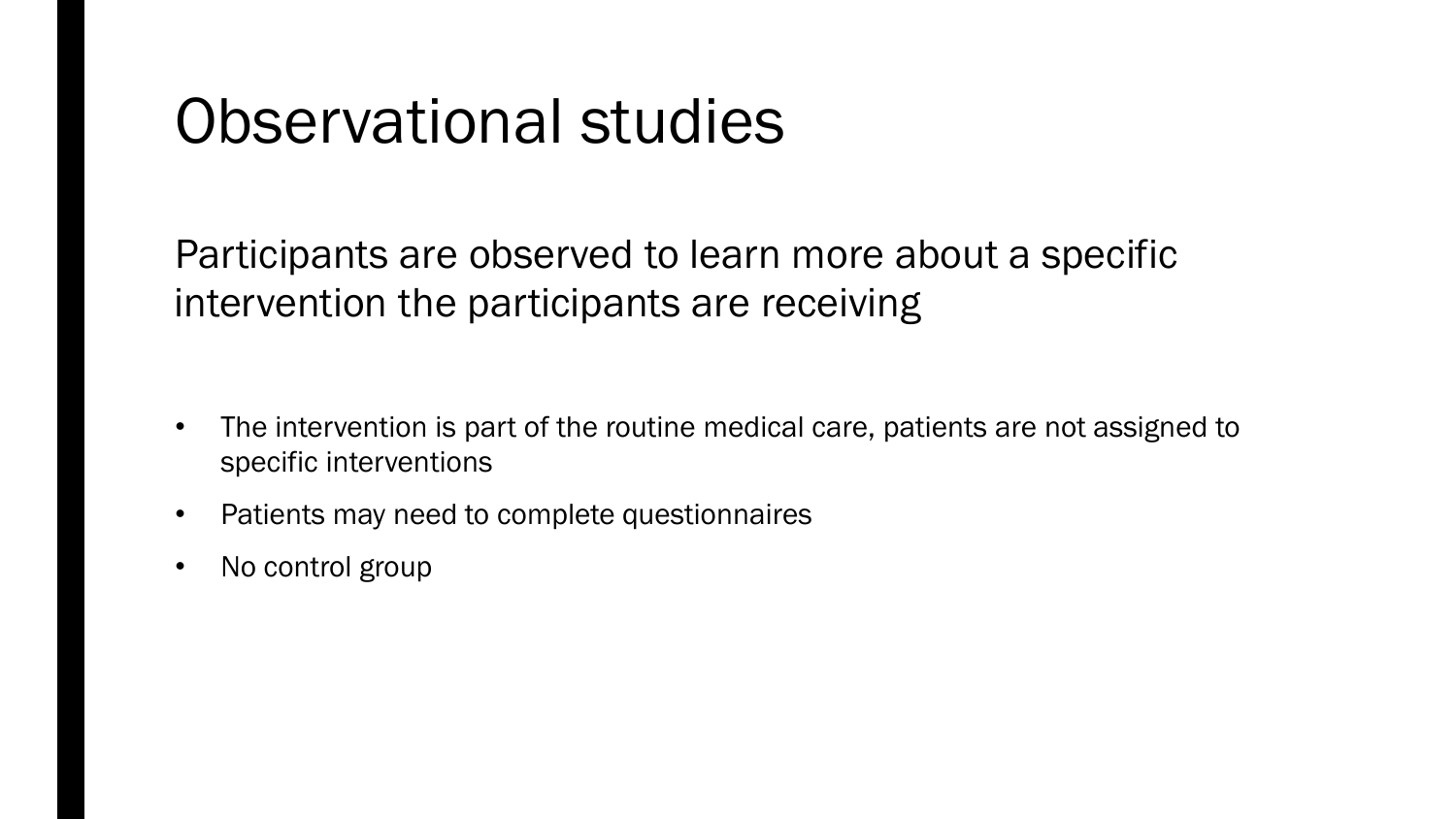# Observational studies

Participants are observed to learn more about a specific intervention the participants are receiving

- The intervention is part of the routine medical care, patients are not assigned to specific interventions
- Patients may need to complete questionnaires
- No control group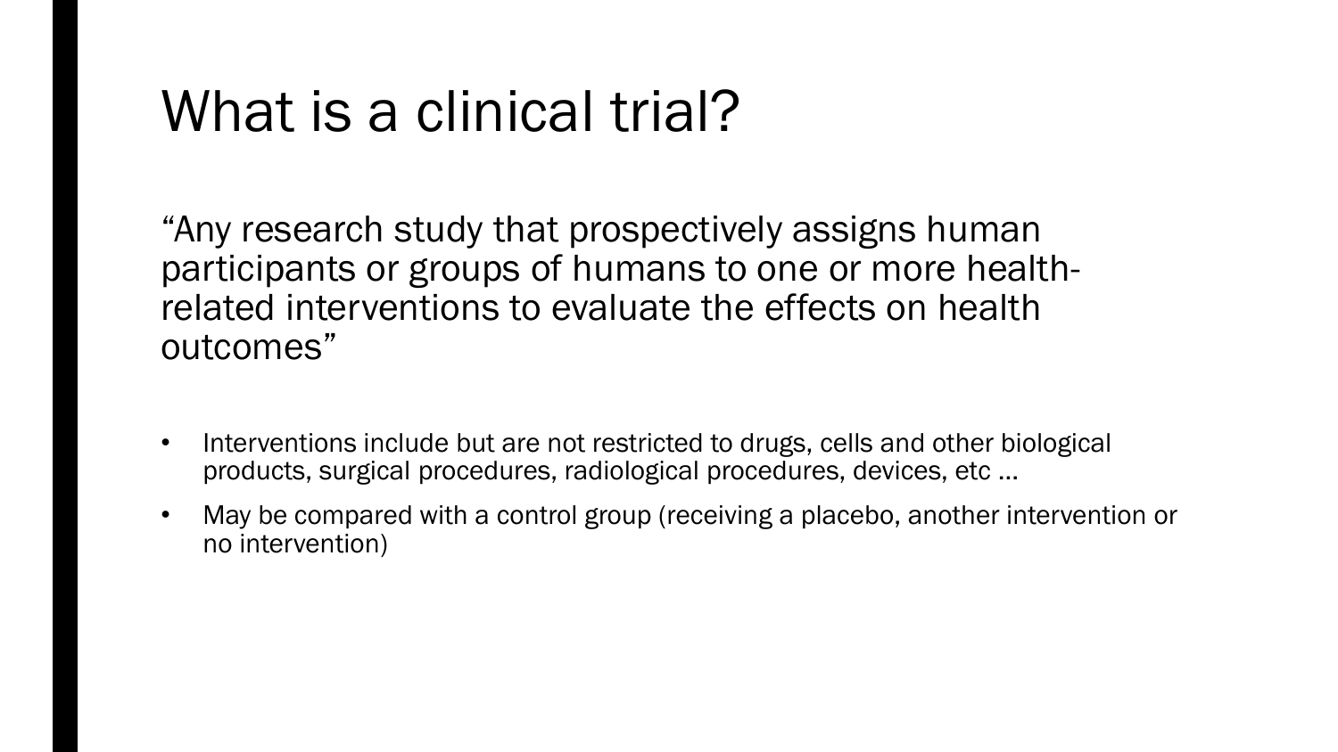# What is a clinical trial?

"Any research study that prospectively assigns human participants or groups of humans to one or more health-related interventions to evaluate the effects on health outcomes"

- Interventions include but are not restricted to drugs, cells and other biological products, surgical procedures, radiological procedures, devices, etc …
- May be compared with a control group (receiving a placebo, another intervention or no intervention)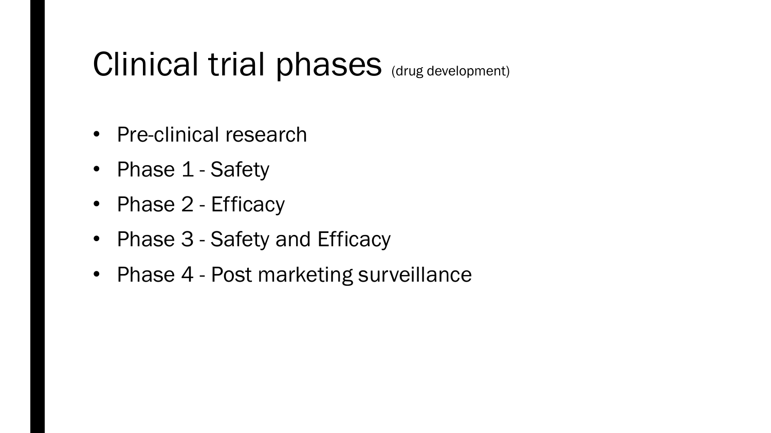# Clinical trial phases (drug development)

- Pre-clinical research
- Phase 1 - Safety
- Phase 2 - Efficacy
- Phase 3 - Safety and Efficacy
- Phase 4 - Post marketing surveillance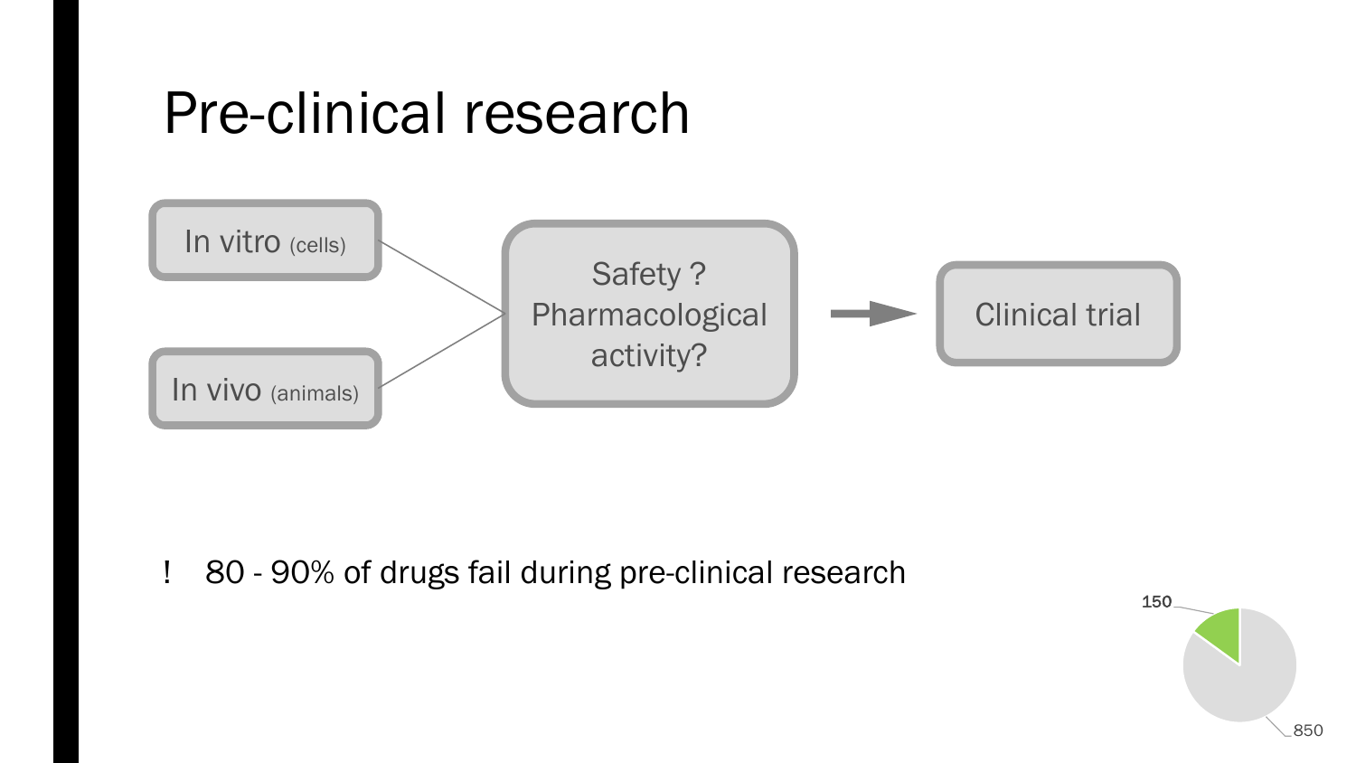# Pre-clinical research

In vitro (cells)

In vivo (animals)

Safety ? Pharmacological activity?

Clinical trial

! 80 - 90% of drugs fail during pre-clinical research

150

850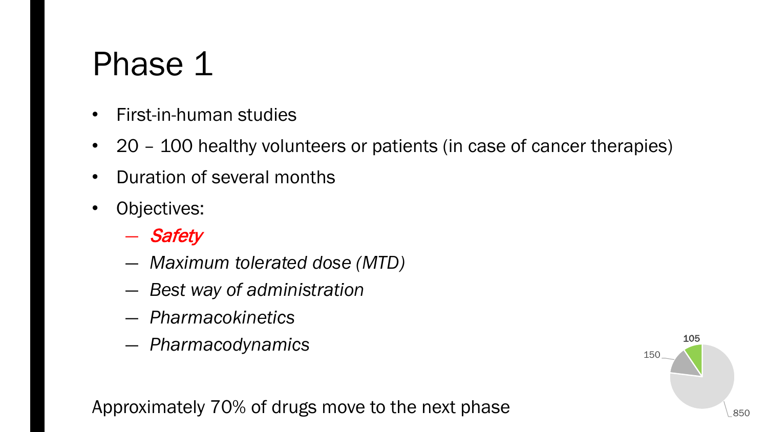# Phase 1

- First-in-human studies
- 20 – 100 healthy volunteers or patients (in case of cancer therapies)
- Duration of several months
- Objectives:
  - *Safety*
  - *Maximum tolerated dose (MTD)*
  - *Best way of administration*
  - *Pharmacokinetics*
  - *Pharmacodynamics*

Approximately 70% of drugs move to the next phase

105

150

850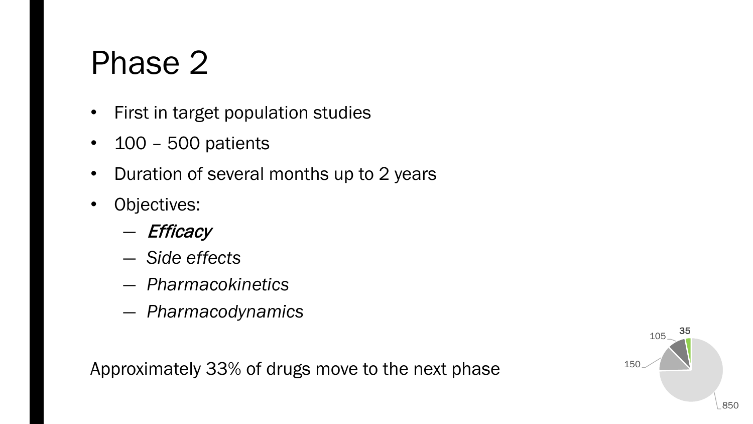# Phase 2

- First in target population studies
- 100 – 500 patients
- Duration of several months up to 2 years
- Objectives:
  - *Efficacy*
  - *Side effects*
  - *Pharmacokinetics*
  - *Pharmacodynamics*

Approximately 33% of drugs move to the next phase

105 **35**

150

850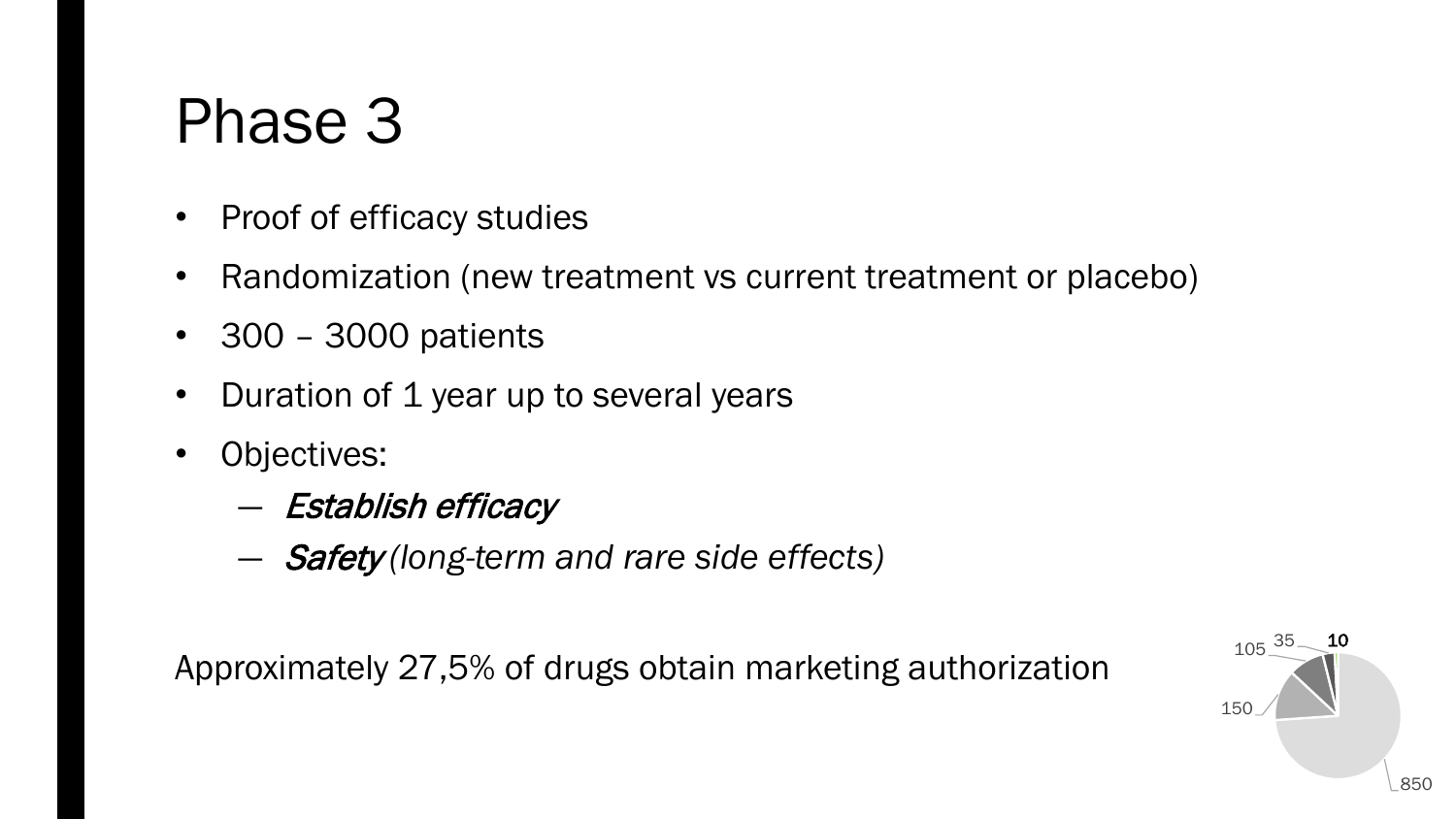# Phase 3

- Proof of efficacy studies
- Randomization (new treatment vs current treatment or placebo)
- 300 – 3000 patients
- Duration of 1 year up to several years
- Objectives:
  - *Establish efficacy*
  - *Safety (long-term and rare side effects)*

Approximately 27,5% of drugs obtain marketing authorization

105 35 10 150 850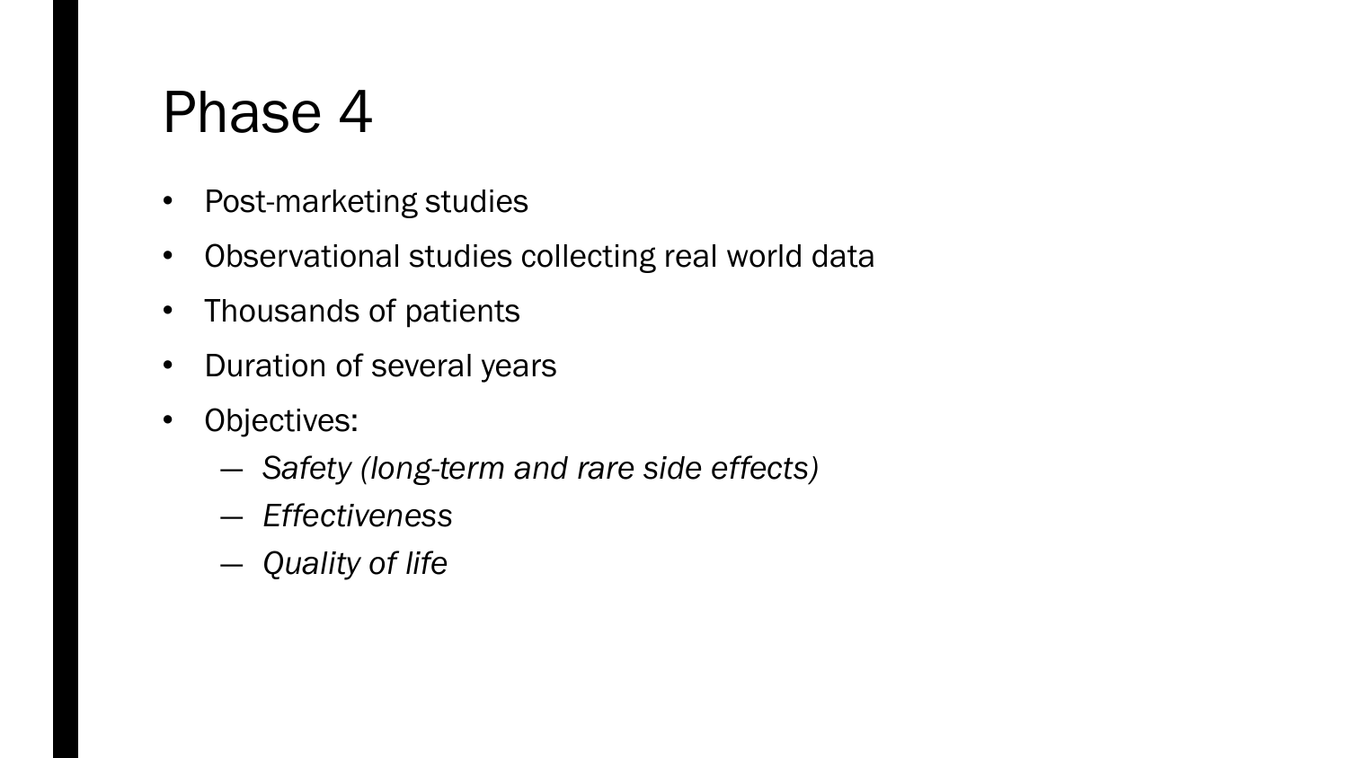# Phase 4

- Post-marketing studies
- Observational studies collecting real world data
- Thousands of patients
- Duration of several years
- Objectives:
  - *Safety (long-term and rare side effects)*
  - *Effectiveness*
  - *Quality of life*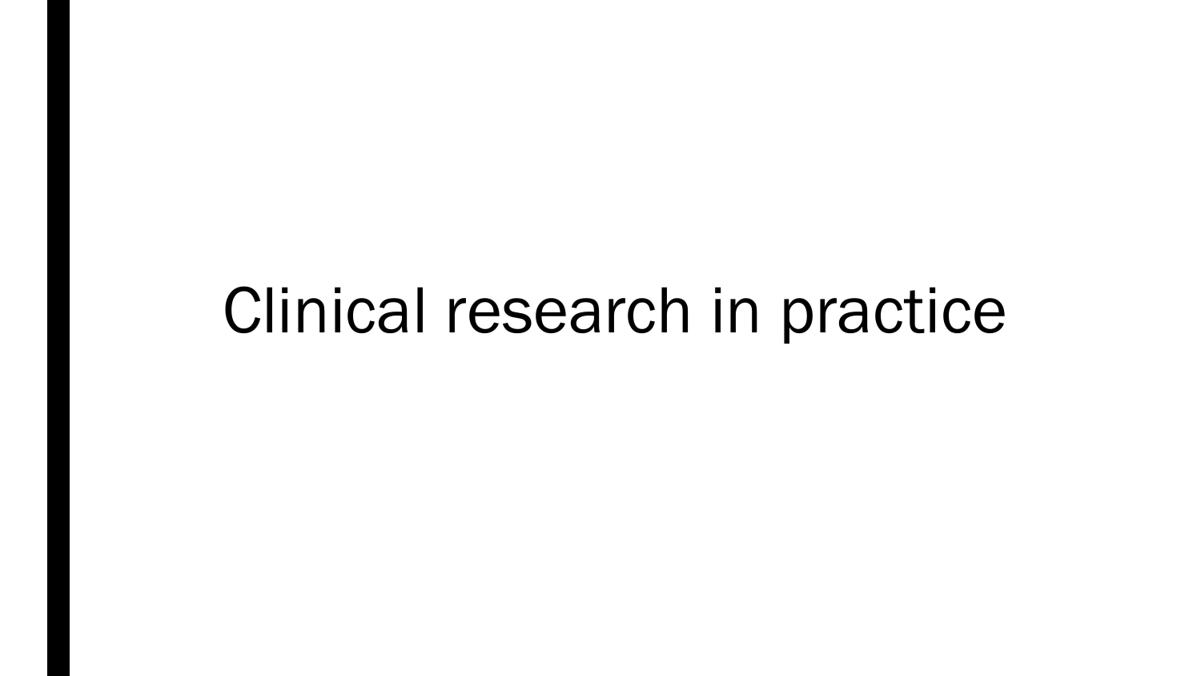# Clinical research in practice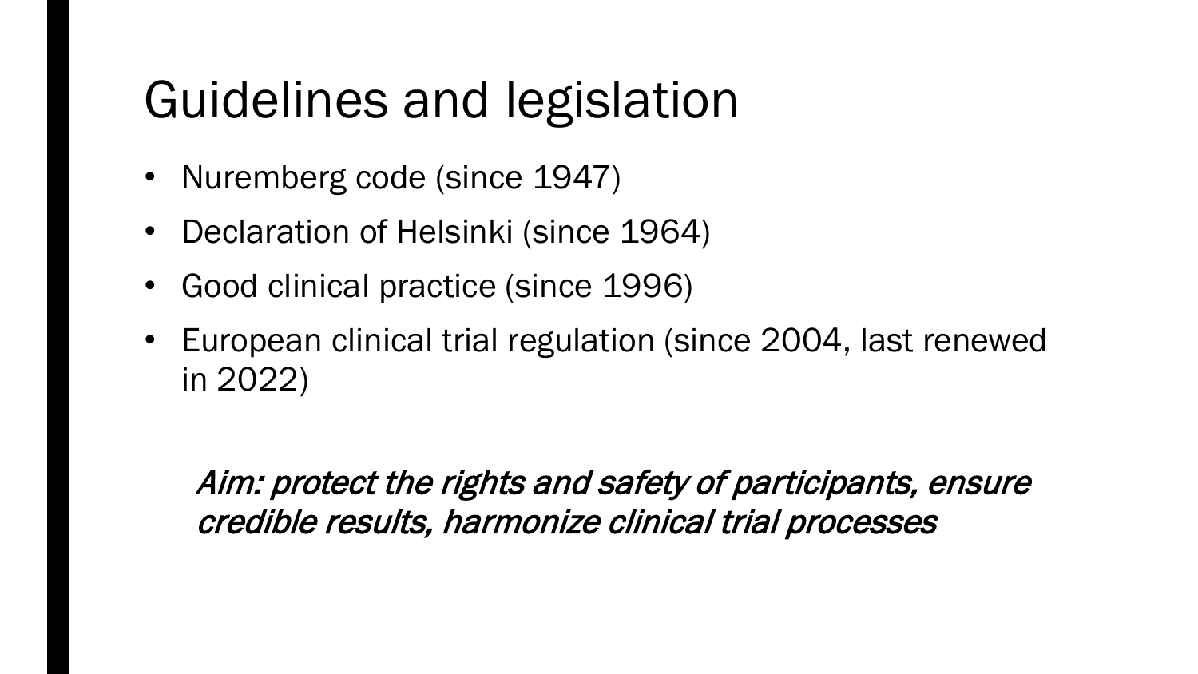# Guidelines and legislation

- Nuremberg code (since 1947)
- Declaration of Helsinki (since 1964)
- Good clinical practice (since 1996)
- European clinical trial regulation (since 2004, last renewed in 2022)

*Aim: protect the rights and safety of participants, ensure credible results, harmonize clinical trial processes*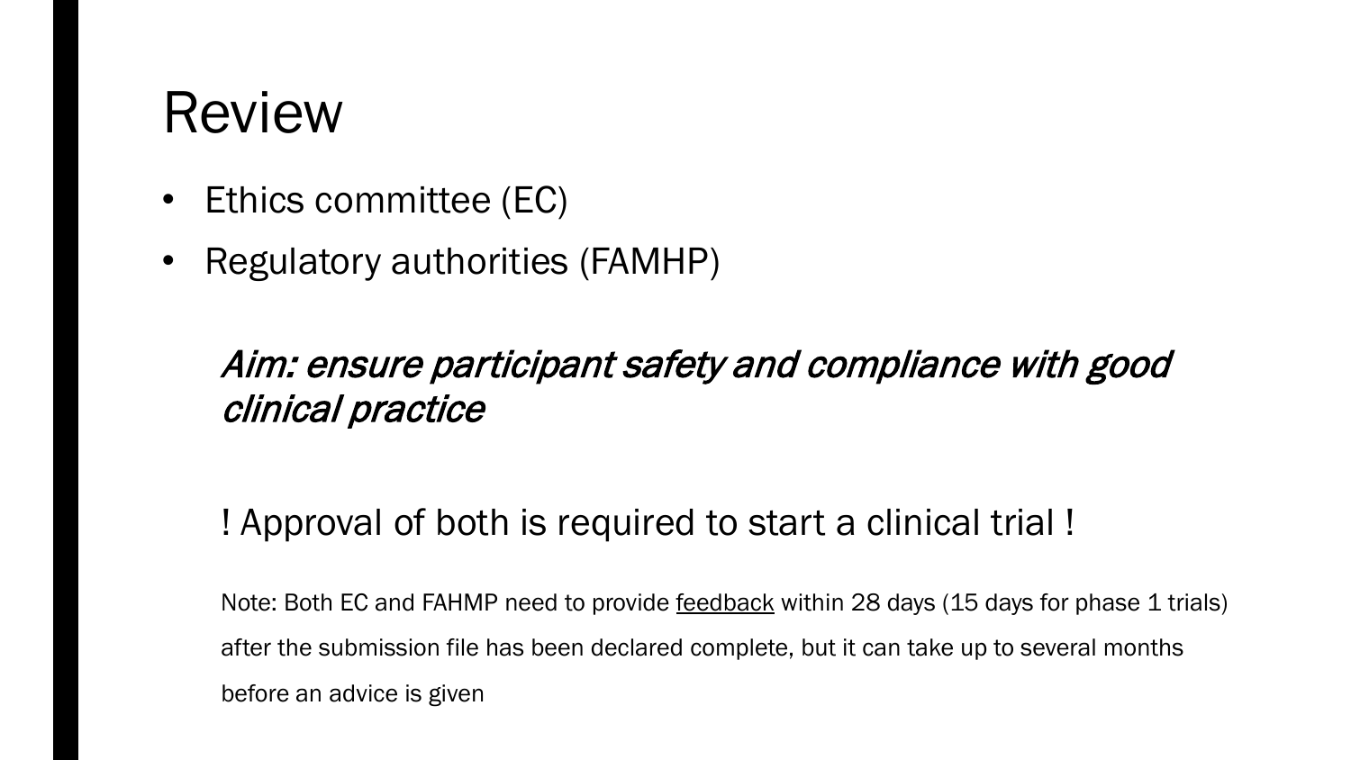# Review

- Ethics committee (EC)
- Regulatory authorities (FAMHP)

*Aim: ensure participant safety and compliance with good clinical practice*

! Approval of both is required to start a clinical trial !

Note: Both EC and FAHMP need to provide <u>feedback</u> within 28 days (15 days for phase 1 trials) after the submission file has been declared complete, but it can take up to several months before an advice is given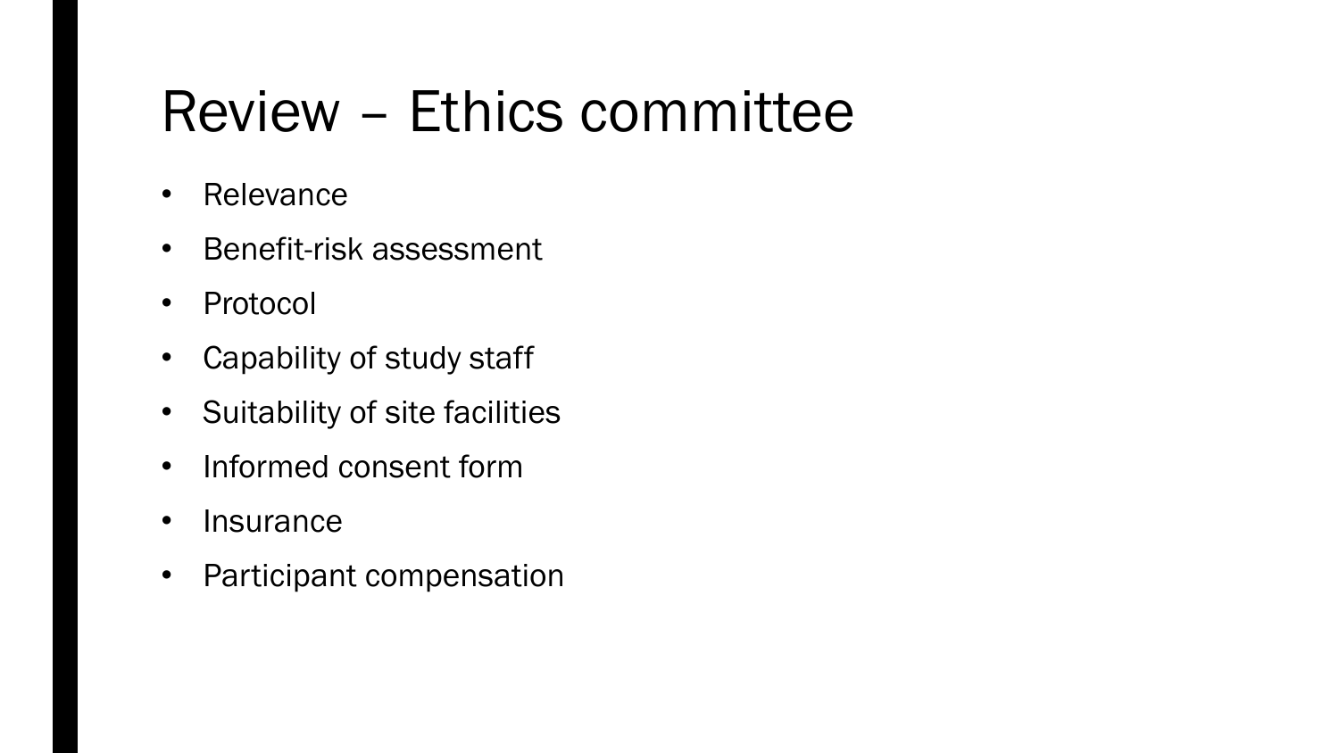# Review – Ethics committee

- Relevance
- Benefit-risk assessment
- Protocol
- Capability of study staff
- Suitability of site facilities
- Informed consent form
- Insurance
- Participant compensation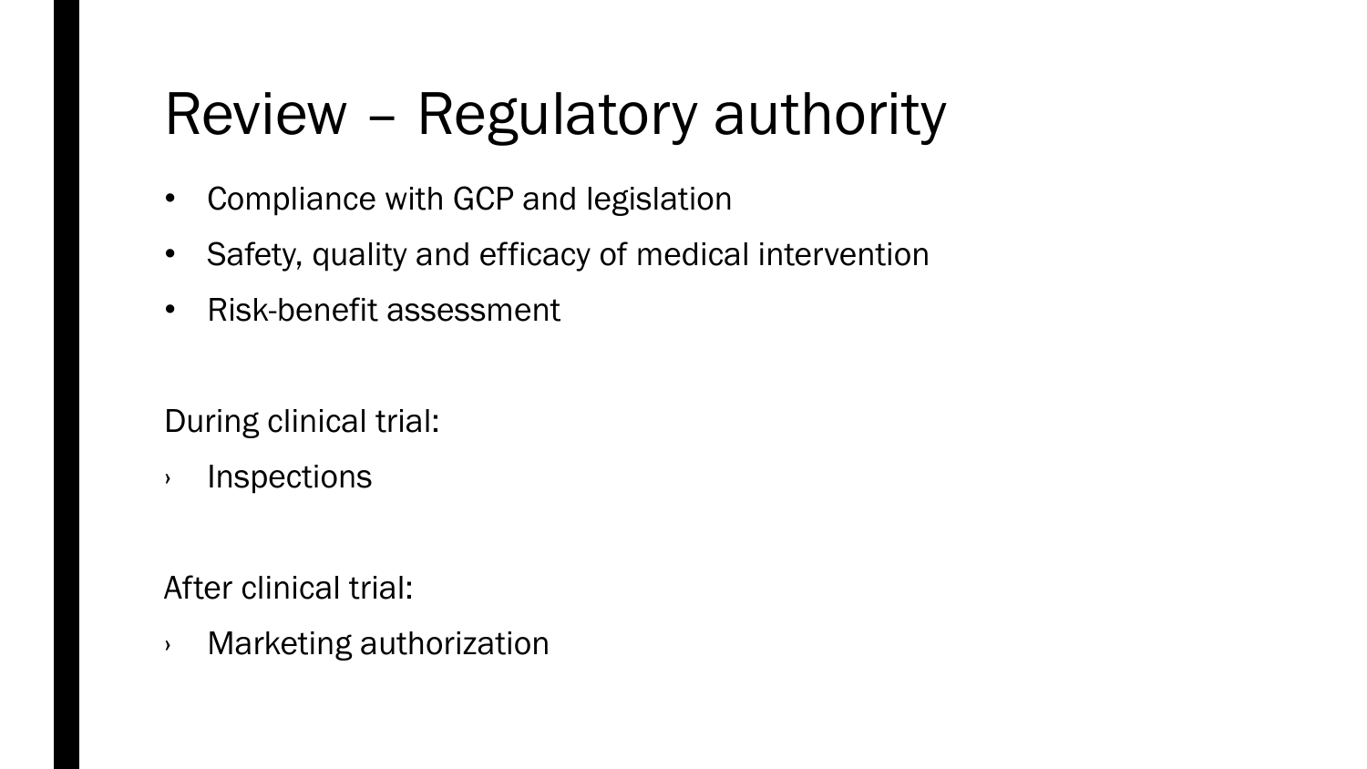# Review – Regulatory authority

- Compliance with GCP and legislation
- Safety, quality and efficacy of medical intervention
- Risk-benefit assessment

During clinical trial:

- Inspections

After clinical trial:

- Marketing authorization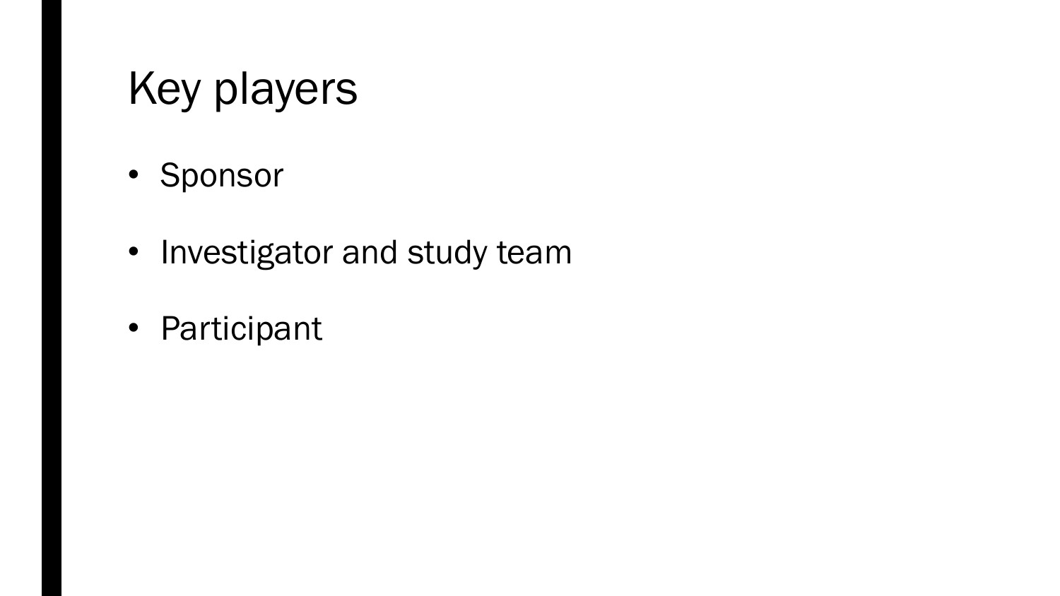# Key players

- Sponsor
- Investigator and study team
- Participant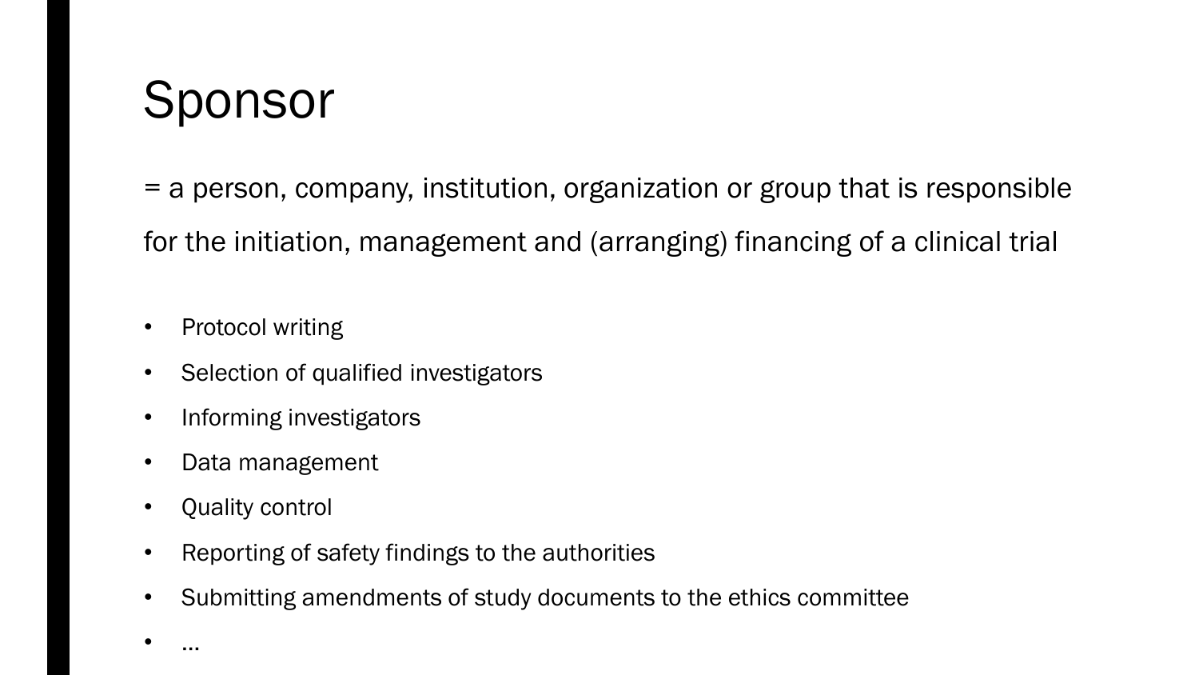# Sponsor

= a person, company, institution, organization or group that is responsible for the initiation, management and (arranging) financing of a clinical trial

- Protocol writing
- Selection of qualified investigators
- Informing investigators
- Data management
- Quality control
- Reporting of safety findings to the authorities
- Submitting amendments of study documents to the ethics committee
- …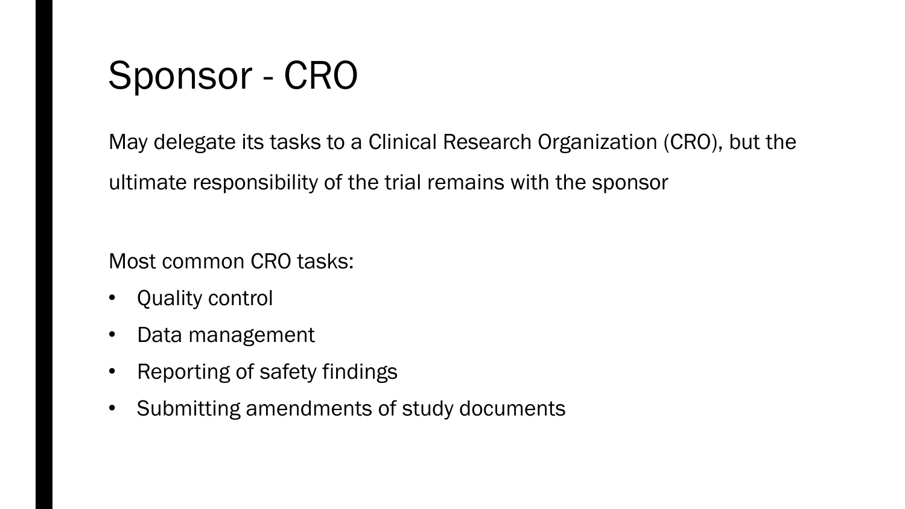# Sponsor - CRO

May delegate its tasks to a Clinical Research Organization (CRO), but the ultimate responsibility of the trial remains with the sponsor

Most common CRO tasks:

- Quality control
- Data management
- Reporting of safety findings
- Submitting amendments of study documents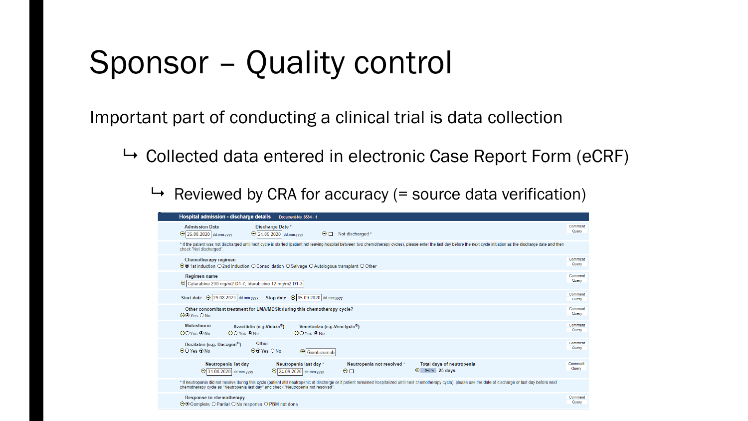# Sponsor – Quality control

Important part of conducting a clinical trial is data collection

↳ Collected data entered in electronic Case Report Form (eCRF)

↳ Reviewed by CRA for accuracy (= source data verification)

**Hospital admission - discharge details** Document-No. 6584 - 1

**Admission Date** 25.08.2020 dd.mm.yyyy **Discharge Date** * 24.09.2020 dd.mm.yyyy ☐ Not discharged * — Comment / Query

* If the patient was not discharged until next cycle is started (patient not leaving hospital between two chemotherapy cycles), please enter the last day before the next cycle initiation as the discharge date and then check "Not discharged".

**Chemotherapy regimen** — ⦿ 1st induction ○ 2nd induction ○ Consolidation ○ Salvage ○ Autologous transplant ○ Other — Comment / Query

**Regimen name** — Cytarabine 200 mg/m2 D1-7, Idarubicine 12 mg/m2 D1-3 — Comment / Query

**Start date** 29.08.2020 dd.mm.yyyy **Stop date** 05.09.2020 dd.mm.yyyy — Comment / Query

**Other concomitant treatment for LMA/MDSit during this chemotherapy cycle?** — ⦿ Yes ○ No — Comment / Query

**Midostaurin** ○ Yes ⦿ No **Azacitidin (e.g.Vidaze®)** ○ Yes ⦿ No **Venetoclax (e.g.Venclyxto®)** ○ Yes ⦿ No — Comment / Query

**Decitabin (e.g. Dacogen®)** ○ Yes ⦿ No **Other** ⦿ Yes ○ No Gemtuzumab — Comment / Query

**Neutropenia 1st day** 31.08.2020 dd.mm.yyyy **Neutropenia last day** * 24.09.2020 dd.mm.yyyy **Neutropenia not resolved** * ☐ **Total days of neutropenia** Score 25 days — Comment / Query

* If neutropenia did not resolve during this cycle (patient still neutropenic at discharge or if patient remained hospitalized until next chemotherapy cycle), please use the date of discharge or last day before next chemotherapy cycle as "Neutropenia last day" and check "Neutropenia not resolved".

**Response to chemotherapy** — ⦿ Complete ○ Partial ○ No response ○ PBM not done — Comment / Query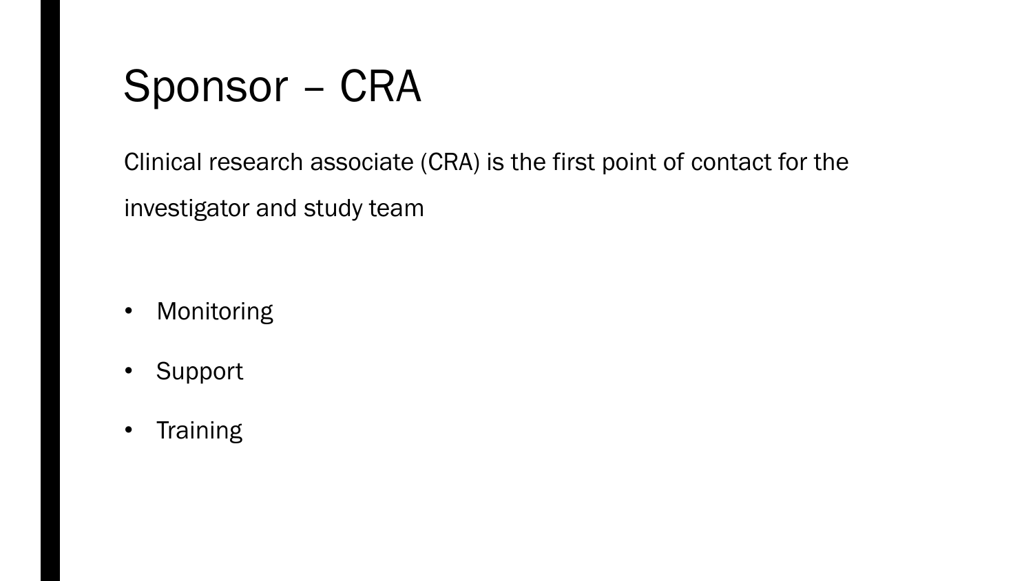# Sponsor – CRA

Clinical research associate (CRA) is the first point of contact for the investigator and study team

- Monitoring
- Support
- Training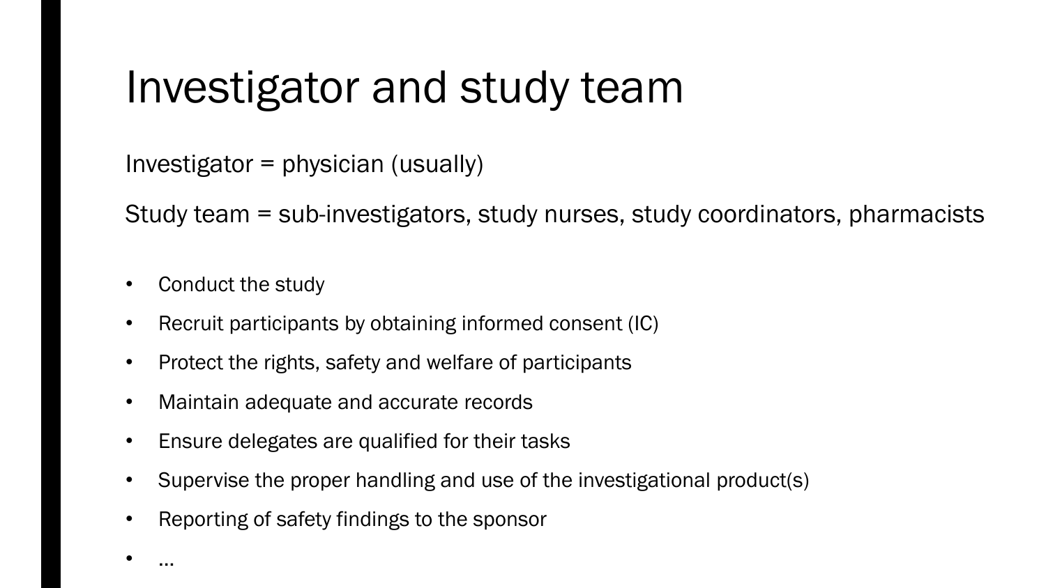# Investigator and study team

Investigator = physician (usually)

Study team = sub-investigators, study nurses, study coordinators, pharmacists

- Conduct the study
- Recruit participants by obtaining informed consent (IC)
- Protect the rights, safety and welfare of participants
- Maintain adequate and accurate records
- Ensure delegates are qualified for their tasks
- Supervise the proper handling and use of the investigational product(s)
- Reporting of safety findings to the sponsor
- ...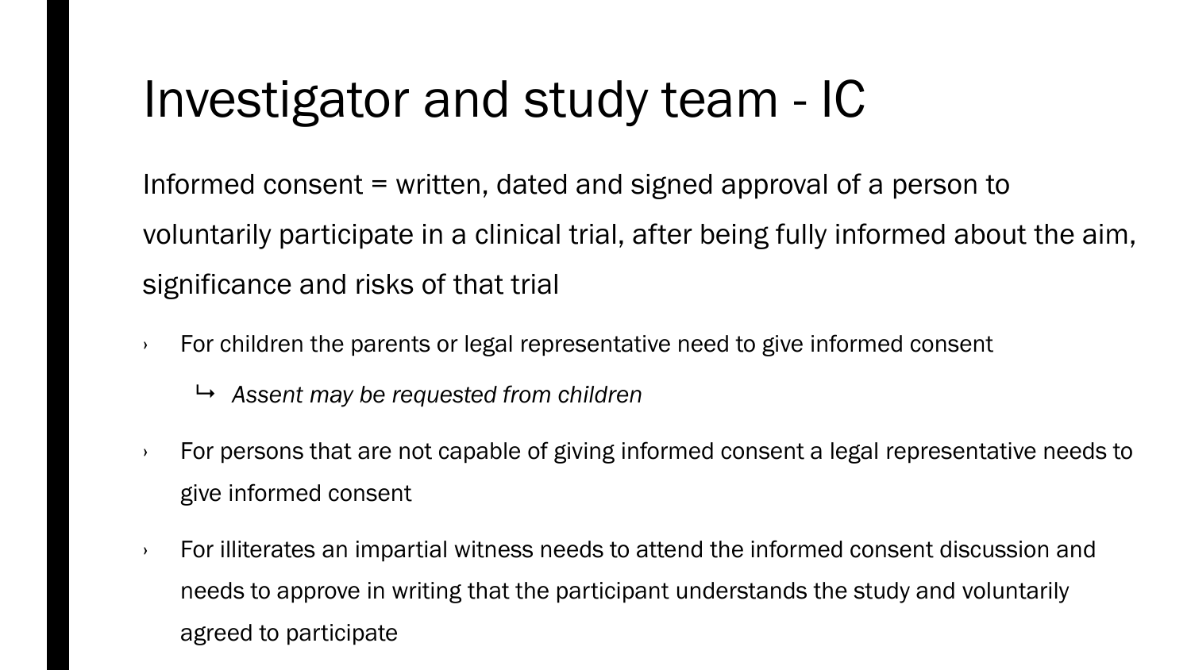# Investigator and study team - IC

Informed consent = written, dated and signed approval of a person to voluntarily participate in a clinical trial, after being fully informed about the aim, significance and risks of that trial

- For children the parents or legal representative need to give informed consent
  - ↳ *Assent may be requested from children*
- For persons that are not capable of giving informed consent a legal representative needs to give informed consent
- For illiterates an impartial witness needs to attend the informed consent discussion and needs to approve in writing that the participant understands the study and voluntarily agreed to participate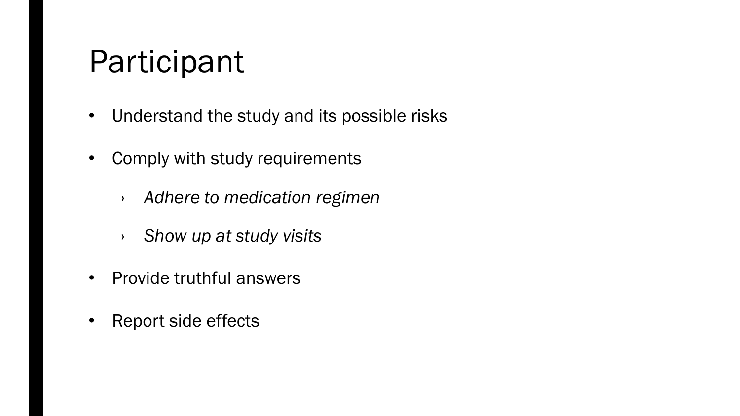# Participant

- Understand the study and its possible risks
- Comply with study requirements
  - *Adhere to medication regimen*
  - *Show up at study visits*
- Provide truthful answers
- Report side effects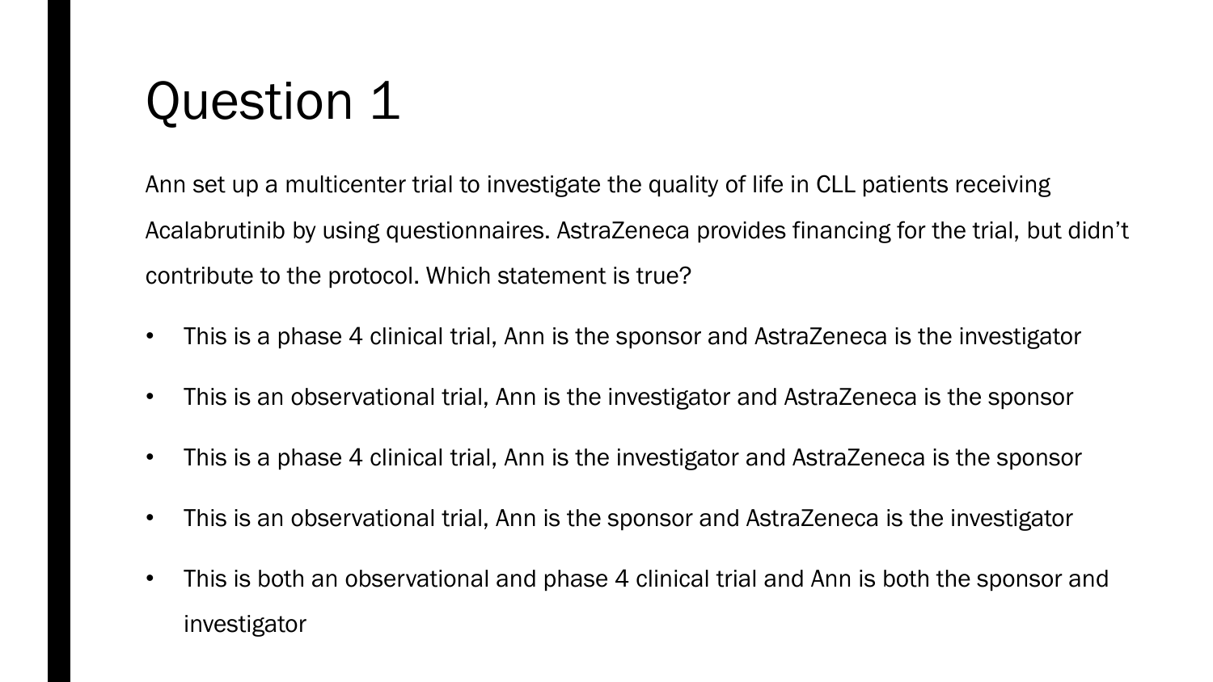# Question 1

Ann set up a multicenter trial to investigate the quality of life in CLL patients receiving Acalabrutinib by using questionnaires. AstraZeneca provides financing for the trial, but didn't contribute to the protocol. Which statement is true?

- This is a phase 4 clinical trial, Ann is the sponsor and AstraZeneca is the investigator
- This is an observational trial, Ann is the investigator and AstraZeneca is the sponsor
- This is a phase 4 clinical trial, Ann is the investigator and AstraZeneca is the sponsor
- This is an observational trial, Ann is the sponsor and AstraZeneca is the investigator
- This is both an observational and phase 4 clinical trial and Ann is both the sponsor and investigator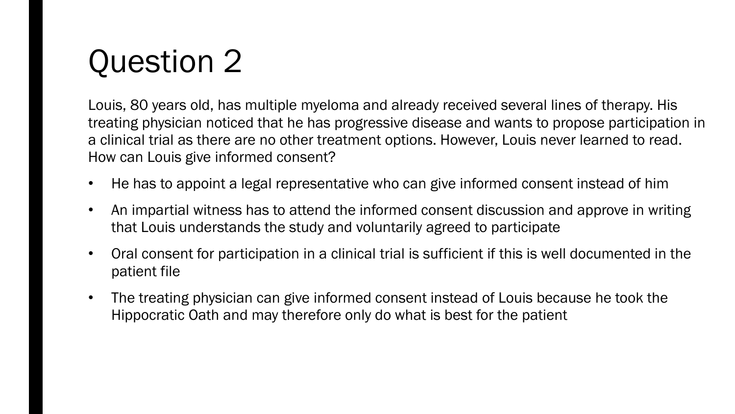# Question 2

Louis, 80 years old, has multiple myeloma and already received several lines of therapy. His treating physician noticed that he has progressive disease and wants to propose participation in a clinical trial as there are no other treatment options. However, Louis never learned to read. How can Louis give informed consent?

- He has to appoint a legal representative who can give informed consent instead of him
- An impartial witness has to attend the informed consent discussion and approve in writing that Louis understands the study and voluntarily agreed to participate
- Oral consent for participation in a clinical trial is sufficient if this is well documented in the patient file
- The treating physician can give informed consent instead of Louis because he took the Hippocratic Oath and may therefore only do what is best for the patient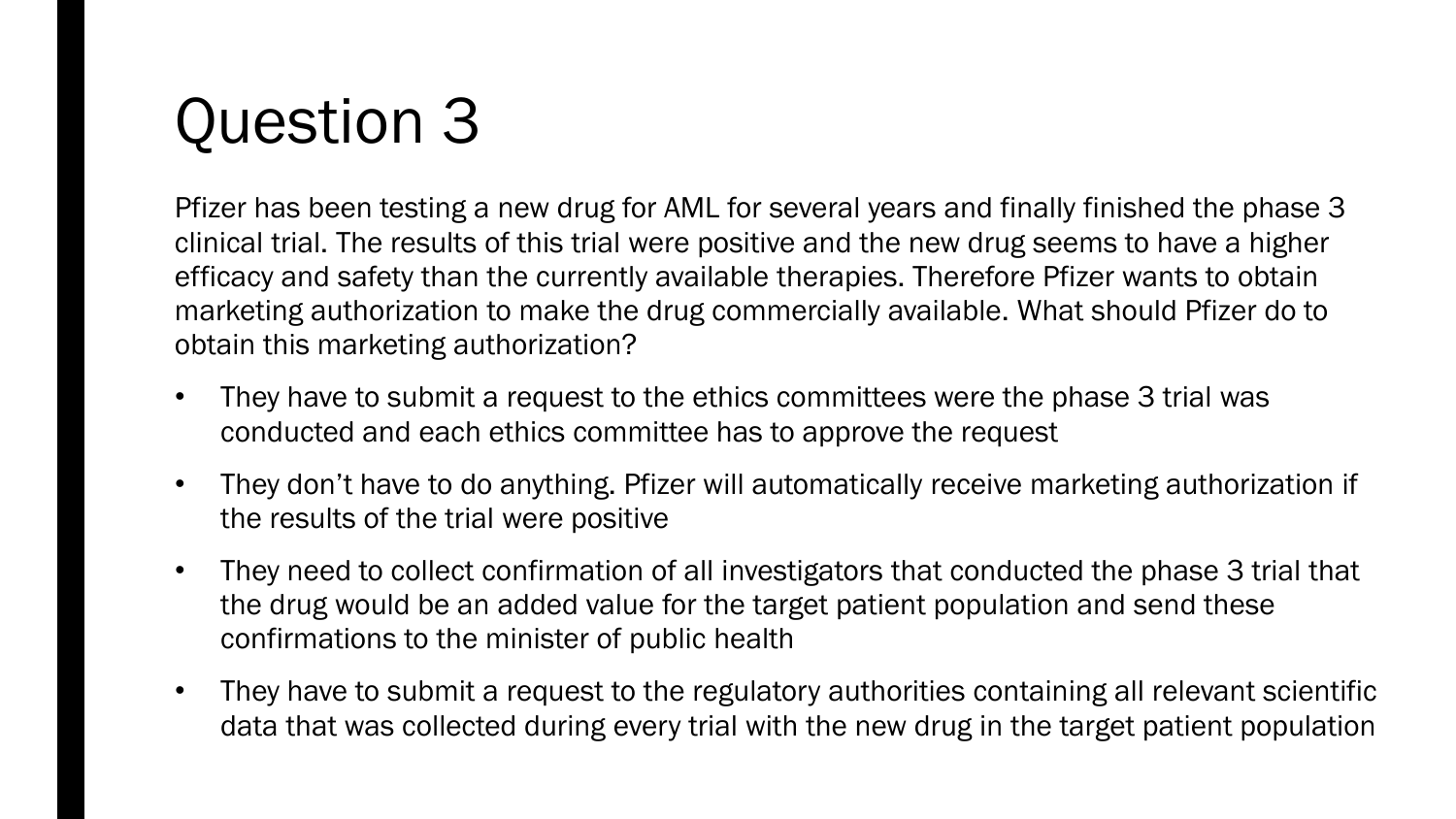# Question 3

Pfizer has been testing a new drug for AML for several years and finally finished the phase 3 clinical trial. The results of this trial were positive and the new drug seems to have a higher efficacy and safety than the currently available therapies. Therefore Pfizer wants to obtain marketing authorization to make the drug commercially available. What should Pfizer do to obtain this marketing authorization?

- They have to submit a request to the ethics committees were the phase 3 trial was conducted and each ethics committee has to approve the request
- They don't have to do anything. Pfizer will automatically receive marketing authorization if the results of the trial were positive
- They need to collect confirmation of all investigators that conducted the phase 3 trial that the drug would be an added value for the target patient population and send these confirmations to the minister of public health
- They have to submit a request to the regulatory authorities containing all relevant scientific data that was collected during every trial with the new drug in the target patient population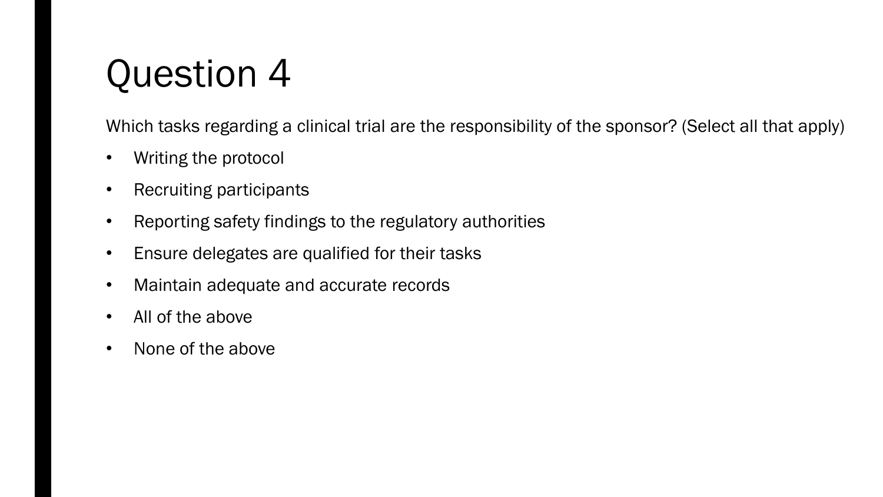# Question 4

Which tasks regarding a clinical trial are the responsibility of the sponsor? (Select all that apply)

- Writing the protocol
- Recruiting participants
- Reporting safety findings to the regulatory authorities
- Ensure delegates are qualified for their tasks
- Maintain adequate and accurate records
- All of the above
- None of the above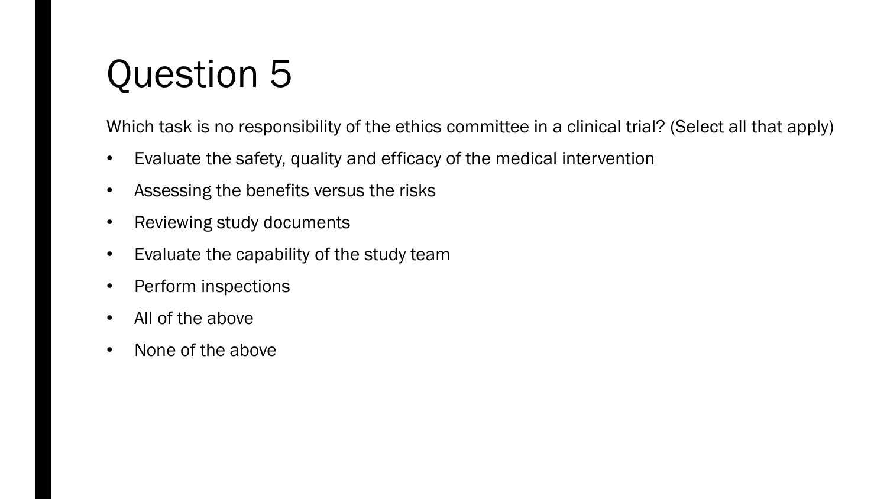# Question 5

Which task is no responsibility of the ethics committee in a clinical trial? (Select all that apply)

- Evaluate the safety, quality and efficacy of the medical intervention
- Assessing the benefits versus the risks
- Reviewing study documents
- Evaluate the capability of the study team
- Perform inspections
- All of the above
- None of the above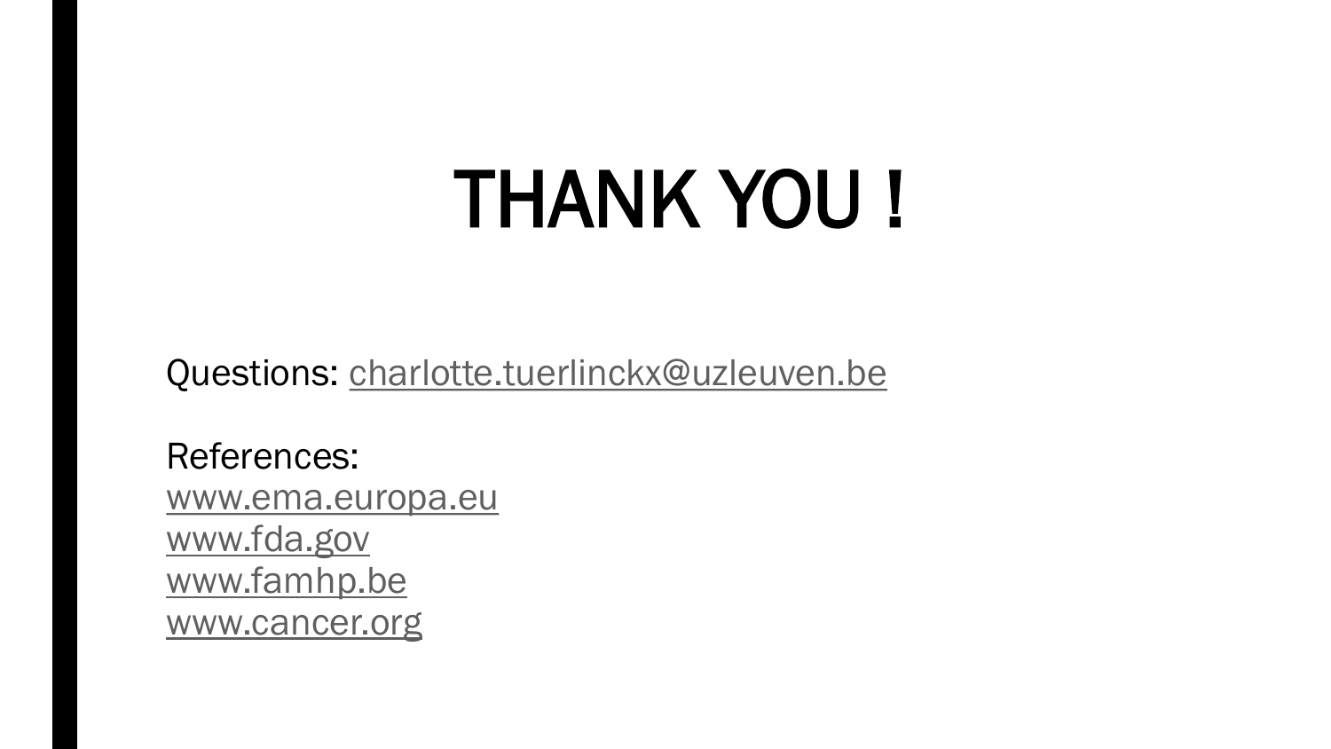# THANK YOU !

Questions: charlotte.tuerlinckx@uzleuven.be

References:
www.ema.europa.eu
www.fda.gov
www.famhp.be
www.cancer.org